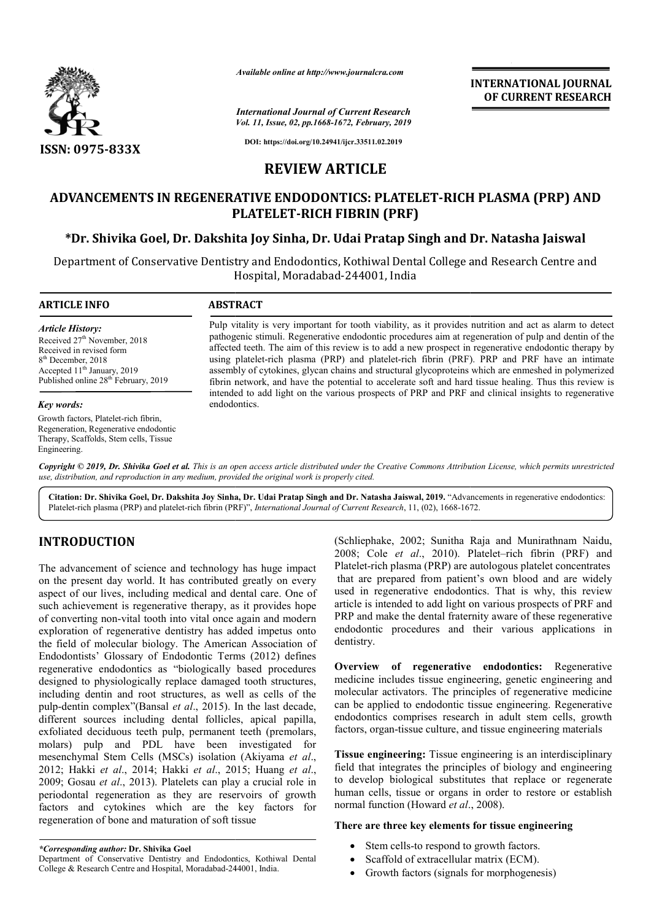ISSN: 0975-833X

*Available online at http://www.journalcra.com*

*International Journal of Current Research*
*Vol. 11, Issue, 02, pp.1668-1672, February, 2019*

**DOI: https://doi.org/10.24941/ijcr.33511.02.2019**

**INTERNATIONAL JOURNAL OF CURRENT RESEARCH**

# REVIEW ARTICLE

# ADVANCEMENTS IN REGENERATIVE ENDODONTICS: PLATELET-RICH PLASMA (PRP) AND PLATELET-RICH FIBRIN (PRF)

**\*Dr. Shivika Goel, Dr. Dakshita Joy Sinha, Dr. Udai Pratap Singh and Dr. Natasha Jaiswal**

Department of Conservative Dentistry and Endodontics, Kothiwal Dental College and Research Centre and Hospital, Moradabad-244001, India

## ARTICLE INFO

*Article History:*
Received 27[th] November, 2018
Received in revised form
8[th] December, 2018
Accepted 11[th] January, 2019
Published online 28[th] February, 2019

*Key words:*
Growth factors, Platelet-rich fibrin, Regeneration, Regenerative endodontic Therapy, Scaffolds, Stem cells, Tissue Engineering.

## ABSTRACT

Pulp vitality is very important for tooth viability, as it provides nutrition and act as alarm to detect pathogenic stimuli. Regenerative endodontic procedures aim at regeneration of pulp and dentin of the affected teeth. The aim of this review is to add a new prospect in regenerative endodontic therapy by using platelet-rich plasma (PRP) and platelet-rich fibrin (PRF). PRP and PRF have an intimate assembly of cytokines, glycan chains and structural glycoproteins which are enmeshed in polymerized fibrin network, and have the potential to accelerate soft and hard tissue healing. Thus this review is intended to add light on the various prospects of PRP and PRF and clinical insights to regenerative endodontics.

*Copyright © 2019, Dr. Shivika Goel et al. This is an open access article distributed under the Creative Commons Attribution License, which permits unrestricted use, distribution, and reproduction in any medium, provided the original work is properly cited.*

**Citation: Dr. Shivika Goel, Dr. Dakshita Joy Sinha, Dr. Udai Pratap Singh and Dr. Natasha Jaiswal, 2019.** "Advancements in regenerative endodontics: Platelet-rich plasma (PRP) and platelet-rich fibrin (PRF)", *International Journal of Current Research*, 11, (02), 1668-1672.

## INTRODUCTION

The advancement of science and technology has huge impact on the present day world. It has contributed greatly on every aspect of our lives, including medical and dental care. One of such achievement is regenerative therapy, as it provides hope of converting non-vital tooth into vital once again and modern exploration of regenerative dentistry has added impetus onto the field of molecular biology. The American Association of Endodontists' Glossary of Endodontic Terms (2012) defines regenerative endodontics as "biologically based procedures designed to physiologically replace damaged tooth structures, including dentin and root structures, as well as cells of the pulp-dentin complex"(Bansal *et al*., 2015). In the last decade, different sources including dental follicles, apical papilla, exfoliated deciduous teeth pulp, permanent teeth (premolars, molars) pulp and PDL have been investigated for mesenchymal Stem Cells (MSCs) isolation (Akiyama *et al*., 2012; Hakki *et al*., 2014; Hakki *et al*., 2015; Huang *et al*., 2009; Gosau *et al*., 2013). Platelets can play a crucial role in periodontal regeneration as they are reservoirs of growth factors and cytokines which are the key factors for regeneration of bone and maturation of soft tissue (Schliephake, 2002; Sunitha Raja and Munirathnam Naidu, 2008; Cole *et al*., 2010). Platelet–rich fibrin (PRF) and Platelet-rich plasma (PRP) are autologous platelet concentrates that are prepared from patient's own blood and are widely used in regenerative endodontics. That is why, this review article is intended to add light on various prospects of PRF and PRP and make the dental fraternity aware of these regenerative endodontic procedures and their various applications in dentistry.

**Overview of regenerative endodontics:** Regenerative medicine includes tissue engineering, genetic engineering and molecular activators. The principles of regenerative medicine can be applied to endodontic tissue engineering. Regenerative endodontics comprises research in adult stem cells, growth factors, organ-tissue culture, and tissue engineering materials

**Tissue engineering:** Tissue engineering is an interdisciplinary field that integrates the principles of biology and engineering to develop biological substitutes that replace or regenerate human cells, tissue or organs in order to restore or establish normal function (Howard *et al*., 2008).

**There are three key elements for tissue engineering**

- Stem cells-to respond to growth factors.
- Scaffold of extracellular matrix (ECM).
- Growth factors (signals for morphogenesis)

*\*Corresponding author:* **Dr. Shivika Goel**
Department of Conservative Dentistry and Endodontics, Kothiwal Dental College & Research Centre and Hospital, Moradabad-244001, India.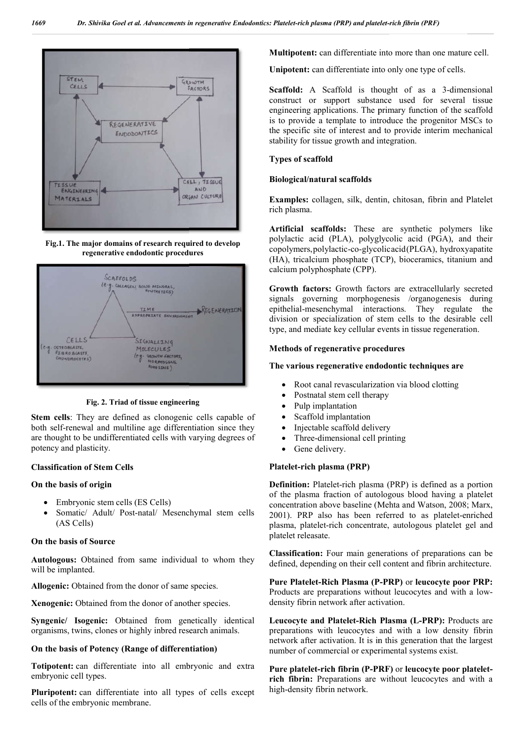Fig.1. The major domains of research required to develop regenerative endodontic procedures

Fig. 2. Triad of tissue engineering

**Stem cells**: They are defined as clonogenic cells capable of both self-renewal and multiline age differentiation since they are thought to be undifferentiated cells with varying degrees of potency and plasticity.

**Classification of Stem Cells**

**On the basis of origin**

- Embryonic stem cells (ES Cells)
- Somatic/ Adult/ Post-natal/ Mesenchymal stem cells (AS Cells)

**On the basis of Source**

**Autologous:** Obtained from same individual to whom they will be implanted.

**Allogenic:** Obtained from the donor of same species.

**Xenogenic:** Obtained from the donor of another species.

**Syngenic/ Isogenic:** Obtained from genetically identical organisms, twins, clones or highly inbred research animals.

**On the basis of Potency (Range of differentiation)**

**Totipotent:** can differentiate into all embryonic and extra embryonic cell types.

**Pluripotent:** can differentiate into all types of cells except cells of the embryonic membrane.

**Multipotent:** can differentiate into more than one mature cell.

**Unipotent:** can differentiate into only one type of cells.

**Scaffold:** A Scaffold is thought of as a 3-dimensional construct or support substance used for several tissue engineering applications. The primary function of the scaffold is to provide a template to introduce the progenitor MSCs to the specific site of interest and to provide interim mechanical stability for tissue growth and integration.

**Types of scaffold**

**Biological/natural scaffolds**

**Examples:** collagen, silk, dentin, chitosan, fibrin and Platelet rich plasma.

**Artificial scaffolds:** These are synthetic polymers like polylactic acid (PLA), polyglycolic acid (PGA), and their copolymers,polylactic-co-glycolicacid(PLGA), hydroxyapatite (HA), tricalcium phosphate (TCP), bioceramics, titanium and calcium polyphosphate (CPP).

**Growth factors:** Growth factors are extracellularly secreted signals governing morphogenesis /organogenesis during epithelial-mesenchymal interactions. They regulate the division or specialization of stem cells to the desirable cell type, and mediate key cellular events in tissue regeneration.

**Methods of regenerative procedures**

**The various regenerative endodontic techniques are**

- Root canal revascularization via blood clotting
- Postnatal stem cell therapy
- Pulp implantation
- Scaffold implantation
- Injectable scaffold delivery
- Three-dimensional cell printing
- Gene delivery.

**Platelet-rich plasma (PRP)**

**Definition:** Platelet-rich plasma (PRP) is defined as a portion of the plasma fraction of autologous blood having a platelet concentration above baseline (Mehta and Watson, 2008; Marx, 2001). PRP also has been referred to as platelet-enriched plasma, platelet-rich concentrate, autologous platelet gel and platelet releasate.

**Classification:** Four main generations of preparations can be defined, depending on their cell content and fibrin architecture.

**Pure Platelet-Rich Plasma (P-PRP)** or **leucocyte poor PRP:** Products are preparations without leucocytes and with a low-density fibrin network after activation.

**Leucocyte and Platelet-Rich Plasma (L-PRP):** Products are preparations with leucocytes and with a low density fibrin network after activation. It is in this generation that the largest number of commercial or experimental systems exist.

**Pure platelet-rich fibrin (P-PRF)** or **leucocyte poor platelet-rich fibrin:** Preparations are without leucocytes and with a high-density fibrin network.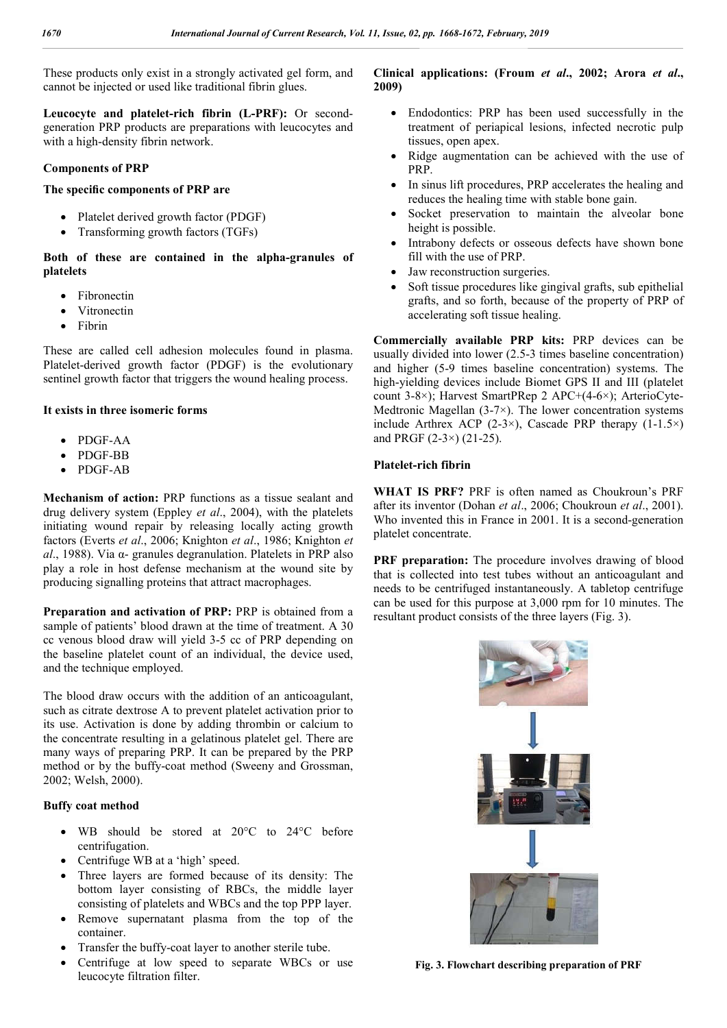These products only exist in a strongly activated gel form, and cannot be injected or used like traditional fibrin glues.

**Leucocyte and platelet-rich fibrin (L-PRF):** Or second-generation PRP products are preparations with leucocytes and with a high-density fibrin network.

### Components of PRP

**The specific components of PRP are**

- Platelet derived growth factor (PDGF)
- Transforming growth factors (TGFs)

**Both of these are contained in the alpha-granules of platelets**

- Fibronectin
- Vitronectin
- Fibrin

These are called cell adhesion molecules found in plasma. Platelet-derived growth factor (PDGF) is the evolutionary sentinel growth factor that triggers the wound healing process.

**It exists in three isomeric forms**

- PDGF-AA
- PDGF-BB
- PDGF-AB

**Mechanism of action:** PRP functions as a tissue sealant and drug delivery system (Eppley *et al*., 2004), with the platelets initiating wound repair by releasing locally acting growth factors (Everts *et al*., 2006; Knighton *et al*., 1986; Knighton *et al*., 1988). Via α- granules degranulation. Platelets in PRP also play a role in host defense mechanism at the wound site by producing signalling proteins that attract macrophages.

**Preparation and activation of PRP:** PRP is obtained from a sample of patients' blood drawn at the time of treatment. A 30 cc venous blood draw will yield 3-5 cc of PRP depending on the baseline platelet count of an individual, the device used, and the technique employed.

The blood draw occurs with the addition of an anticoagulant, such as citrate dextrose A to prevent platelet activation prior to its use. Activation is done by adding thrombin or calcium to the concentrate resulting in a gelatinous platelet gel. There are many ways of preparing PRP. It can be prepared by the PRP method or by the buffy-coat method (Sweeny and Grossman, 2002; Welsh, 2000).

### Buffy coat method

- WB should be stored at 20°C to 24°C before centrifugation.
- Centrifuge WB at a 'high' speed.
- Three layers are formed because of its density: The bottom layer consisting of RBCs, the middle layer consisting of platelets and WBCs and the top PPP layer.
- Remove supernatant plasma from the top of the container.
- Transfer the buffy-coat layer to another sterile tube.
- Centrifuge at low speed to separate WBCs or use leucocyte filtration filter.

**Clinical applications: (Froum *et al*., 2002; Arora *et al*., 2009)**

- Endodontics: PRP has been used successfully in the treatment of periapical lesions, infected necrotic pulp tissues, open apex.
- Ridge augmentation can be achieved with the use of PRP.
- In sinus lift procedures, PRP accelerates the healing and reduces the healing time with stable bone gain.
- Socket preservation to maintain the alveolar bone height is possible.
- Intrabony defects or osseous defects have shown bone fill with the use of PRP.
- Jaw reconstruction surgeries.
- Soft tissue procedures like gingival grafts, sub epithelial grafts, and so forth, because of the property of PRP of accelerating soft tissue healing.

**Commercially available PRP kits:** PRP devices can be usually divided into lower (2.5-3 times baseline concentration) and higher (5-9 times baseline concentration) systems. The high-yielding devices include Biomet GPS II and III (platelet count 3-8×); Harvest SmartPRep 2 APC+(4-6×); ArterioCyte-Medtronic Magellan (3-7×). The lower concentration systems include Arthrex ACP (2-3×), Cascade PRP therapy (1-1.5×) and PRGF (2-3×) (21-25).

### Platelet-rich fibrin

**WHAT IS PRF?** PRF is often named as Choukroun's PRF after its inventor (Dohan *et al*., 2006; Choukroun *et al*., 2001). Who invented this in France in 2001. It is a second-generation platelet concentrate.

**PRF preparation:** The procedure involves drawing of blood that is collected into test tubes without an anticoagulant and needs to be centrifuged instantaneously. A tabletop centrifuge can be used for this purpose at 3,000 rpm for 10 minutes. The resultant product consists of the three layers (Fig. 3).

**Fig. 3. Flowchart describing preparation of PRF**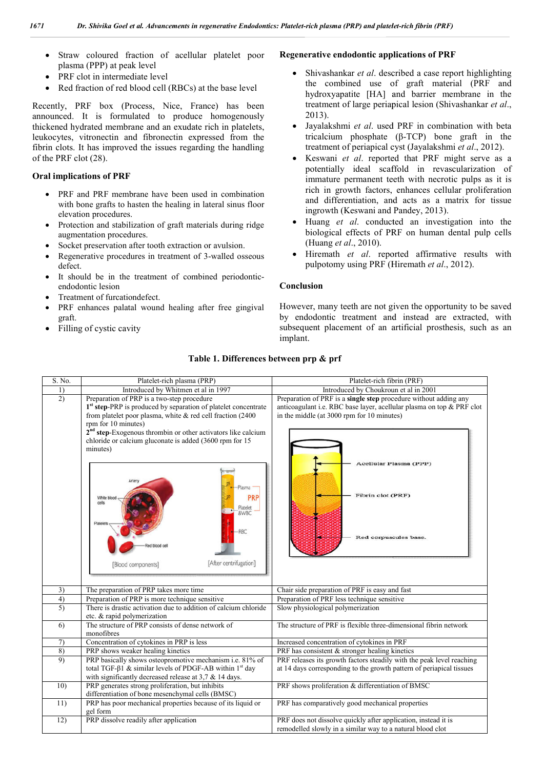- Straw coloured fraction of acellular platelet poor plasma (PPP) at peak level
- PRF clot in intermediate level
- Red fraction of red blood cell (RBCs) at the base level

Recently, PRF box (Process, Nice, France) has been announced. It is formulated to produce homogenously thickened hydrated membrane and an exudate rich in platelets, leukocytes, vitronectin and fibronectin expressed from the fibrin clots. It has improved the issues regarding the handling of the PRF clot (28).

### Oral implications of PRF

- PRF and PRF membrane have been used in combination with bone grafts to hasten the healing in lateral sinus floor elevation procedures.
- Protection and stabilization of graft materials during ridge augmentation procedures.
- Socket preservation after tooth extraction or avulsion.
- Regenerative procedures in treatment of 3-walled osseous defect.
- It should be in the treatment of combined periodontic-endodontic lesion
- Treatment of furcationdefect.
- PRF enhances palatal wound healing after free gingival graft.
- Filling of cystic cavity

### Regenerative endodontic applications of PRF

- Shivashankar *et al*. described a case report highlighting the combined use of graft material (PRF and hydroxyapatite [HA] and barrier membrane in the treatment of large periapical lesion (Shivashankar *et al*., 2013).
- Jayalakshmi *et al*. used PRF in combination with beta tricalcium phosphate (β-TCP) bone graft in the treatment of periapical cyst (Jayalakshmi *et al*., 2012).
- Keswani *et al*. reported that PRF might serve as a potentially ideal scaffold in revascularization of immature permanent teeth with necrotic pulps as it is rich in growth factors, enhances cellular proliferation and differentiation, and acts as a matrix for tissue ingrowth (Keswani and Pandey, 2013).
- Huang *et al*. conducted an investigation into the biological effects of PRF on human dental pulp cells (Huang *et al*., 2010).
- Hiremath *et al*. reported affirmative results with pulpotomy using PRF (Hiremath *et al*., 2012).

### Conclusion

However, many teeth are not given the opportunity to be saved by endodontic treatment and instead are extracted, with subsequent placement of an artificial prosthesis, such as an implant.

**Table 1. Differences between prp & prf**

| S. No. | Platelet-rich plasma (PRP) | Platelet-rich fibrin (PRF) |
|---|---|---|
| 1) | Introduced by Whitmen et al in 1997 | Introduced by Choukroun et al in 2001 |
| 2) | Preparation of PRP is a two-step procedure<br>1[st] **step**-PRP is produced by separation of platelet concentrate from platelet poor plasma, white & red cell fraction (2400 rpm for 10 minutes)<br>2[nd] **step**-Exogenous thrombin or other activators like calcium chloride or calcium gluconate is added (3600 rpm for 15 minutes) | Preparation of PRF is a **single step** procedure without adding any anticoagulant i.e. RBC base layer, acellular plasma on top & PRF clot in the middle (at 3000 rpm for 10 minutes) |
| 3) | The preparation of PRP takes more time | Chair side preparation of PRF is easy and fast |
| 4) | Preparation of PRP is more technique sensitive | Preparation of PRF less technique sensitive |
| 5) | There is drastic activation due to addition of calcium chloride etc. & rapid polymerization | Slow physiological polymerization |
| 6) | The structure of PRP consists of dense network of monofibres | The structure of PRF is flexible three-dimensional fibrin network |
| 7) | Concentration of cytokines in PRP is less | Increased concentration of cytokines in PRF |
| 8) | PRP shows weaker healing kinetics | PRF has consistent & stronger healing kinetics |
| 9) | PRP basically shows osteopromotive mechanism i.e. 81% of total TGF-β1 & similar levels of PDGF-AB within 1[st] day with significantly decreased release at 3,7 & 14 days. | PRF releases its growth factors steadily with the peak level reaching at 14 days corresponding to the growth pattern of periapical tissues |
| 10) | PRP generates strong proliferation, but inhibits differentiation of bone mesenchymal cells (BMSC) | PRF shows proliferation & differentiation of BMSC |
| 11) | PRP has poor mechanical properties because of its liquid or gel form | PRF has comparatively good mechanical properties |
| 12) | PRP dissolve readily after application | PRF does not dissolve quickly after application, instead it is remodelled slowly in a similar way to a natural blood clot |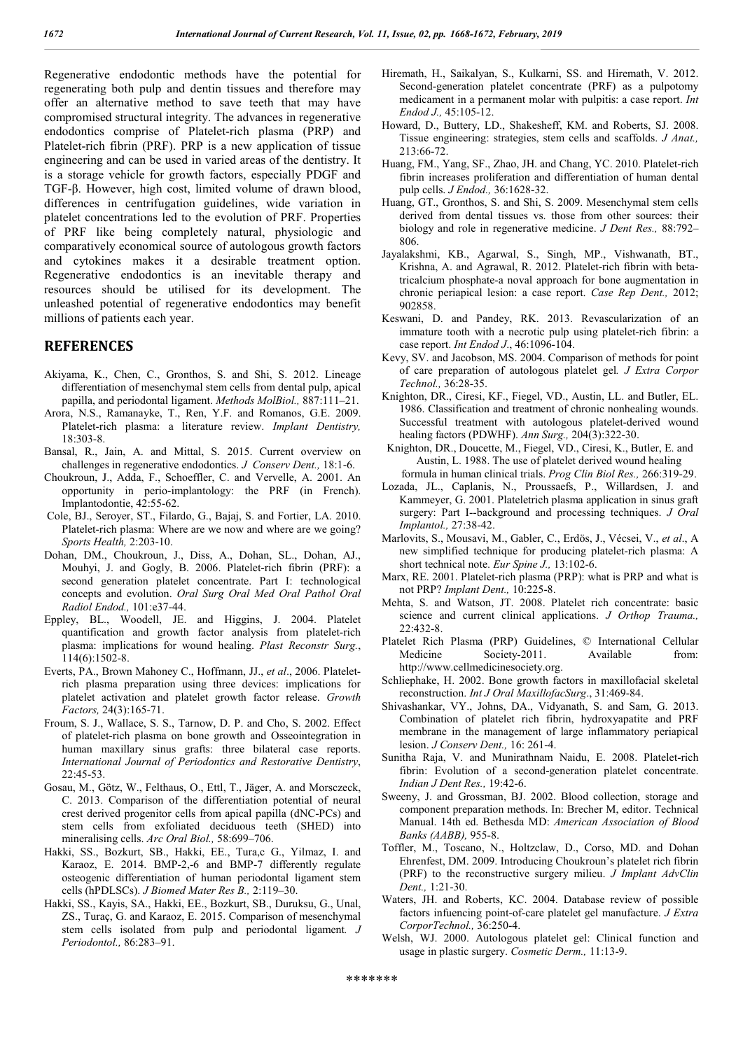Regenerative endodontic methods have the potential for regenerating both pulp and dentin tissues and therefore may offer an alternative method to save teeth that may have compromised structural integrity. The advances in regenerative endodontics comprise of Platelet-rich plasma (PRP) and Platelet-rich fibrin (PRF). PRP is a new application of tissue engineering and can be used in varied areas of the dentistry. It is a storage vehicle for growth factors, especially PDGF and TGF-β. However, high cost, limited volume of drawn blood, differences in centrifugation guidelines, wide variation in platelet concentrations led to the evolution of PRF. Properties of PRF like being completely natural, physiologic and comparatively economical source of autologous growth factors and cytokines makes it a desirable treatment option. Regenerative endodontics is an inevitable therapy and resources should be utilised for its development. The unleashed potential of regenerative endodontics may benefit millions of patients each year.

## REFERENCES

Akiyama, K., Chen, C., Gronthos, S. and Shi, S. 2012. Lineage differentiation of mesenchymal stem cells from dental pulp, apical papilla, and periodontal ligament. *Methods MolBiol.,* 887:111–21.

Arora, N.S., Ramanayke, T., Ren, Y.F. and Romanos, G.E. 2009. Platelet-rich plasma: a literature review. *Implant Dentistry,* 18:303-8.

Bansal, R., Jain, A. and Mittal, S. 2015. Current overview on challenges in regenerative endodontics. *J Conserv Dent.,* 18:1-6.

Choukroun, J., Adda, F., Schoeffler, C. and Vervelle, A. 2001. An opportunity in perio-implantology: the PRF (in French). Implantodontie, 42:55-62.

Cole, BJ., Seroyer, ST., Filardo, G., Bajaj, S. and Fortier, LA. 2010. Platelet-rich plasma: Where are we now and where are we going? *Sports Health,* 2:203-10.

Dohan, DM., Choukroun, J., Diss, A., Dohan, SL., Dohan, AJ., Mouhyi, J. and Gogly, B. 2006. Platelet-rich fibrin (PRF): a second generation platelet concentrate. Part I: technological concepts and evolution. *Oral Surg Oral Med Oral Pathol Oral Radiol Endod.,* 101:e37-44.

Eppley, BL., Woodell, JE. and Higgins, J. 2004. Platelet quantification and growth factor analysis from platelet-rich plasma: implications for wound healing. *Plast Reconstr Surg.*, 114(6):1502-8.

Everts, PA., Brown Mahoney C., Hoffmann, JJ., *et al*., 2006. Platelet-rich plasma preparation using three devices: implications for platelet activation and platelet growth factor release. *Growth Factors,* 24(3):165-71.

Froum, S. J., Wallace, S. S., Tarnow, D. P. and Cho, S. 2002. Effect of platelet-rich plasma on bone growth and Osseointegration in human maxillary sinus grafts: three bilateral case reports. *International Journal of Periodontics and Restorative Dentistry*, 22:45-53.

Gosau, M., Götz, W., Felthaus, O., Ettl, T., Jäger, A. and Morsczeck, C. 2013. Comparison of the differentiation potential of neural crest derived progenitor cells from apical papilla (dNC-PCs) and stem cells from exfoliated deciduous teeth (SHED) into mineralising cells. *Arc Oral Biol.,* 58:699–706.

Hakki, SS., Bozkurt, SB., Hakki, EE., Tura,c G., Yilmaz, I. and Karaoz, E. 2014. BMP-2,-6 and BMP-7 differently regulate osteogenic differentiation of human periodontal ligament stem cells (hPDLSCs). *J Biomed Mater Res B.,* 2:119–30.

Hakki, SS., Kayis, SA., Hakki, EE., Bozkurt, SB., Duruksu, G., Unal, ZS., Turaç, G. and Karaoz, E. 2015. Comparison of mesenchymal stem cells isolated from pulp and periodontal ligament*. J Periodontol.,* 86:283–91.

Hiremath, H., Saikalyan, S., Kulkarni, SS. and Hiremath, V. 2012. Second-generation platelet concentrate (PRF) as a pulpotomy medicament in a permanent molar with pulpitis: a case report. *Int Endod J.,* 45:105-12.

Howard, D., Buttery, LD., Shakesheff, KM. and Roberts, SJ. 2008. Tissue engineering: strategies, stem cells and scaffolds. *J Anat.,* 213:66-72.

Huang, FM., Yang, SF., Zhao, JH. and Chang, YC. 2010. Platelet-rich fibrin increases proliferation and differentiation of human dental pulp cells. *J Endod.,* 36:1628-32.

Huang, GT., Gronthos, S. and Shi, S. 2009. Mesenchymal stem cells derived from dental tissues vs. those from other sources: their biology and role in regenerative medicine. *J Dent Res.,* 88:792–806.

Jayalakshmi, KB., Agarwal, S., Singh, MP., Vishwanath, BT., Krishna, A. and Agrawal, R. 2012. Platelet-rich fibrin with beta-tricalcium phosphate-a noval approach for bone augmentation in chronic periapical lesion: a case report. *Case Rep Dent.,* 2012; 902858.

Keswani, D. and Pandey, RK. 2013. Revascularization of an immature tooth with a necrotic pulp using platelet-rich fibrin: a case report. *Int Endod J*., 46:1096-104.

Kevy, SV. and Jacobson, MS. 2004. Comparison of methods for point of care preparation of autologous platelet gel*. J Extra Corpor Technol.,* 36:28-35.

Knighton, DR., Ciresi, KF., Fiegel, VD., Austin, LL. and Butler, EL. 1986. Classification and treatment of chronic nonhealing wounds. Successful treatment with autologous platelet-derived wound healing factors (PDWHF). *Ann Surg.,* 204(3):322-30.

Knighton, DR., Doucette, M., Fiegel, VD., Ciresi, K., Butler, E. and Austin, L. 1988. The use of platelet derived wound healing formula in human clinical trials. *Prog Clin Biol Res.,* 266:319-29.

Lozada, JL., Caplanis, N., Proussaefs, P., Willardsen, J. and Kammeyer, G. 2001. Plateletrich plasma application in sinus graft surgery: Part I--background and processing techniques. *J Oral Implantol.,* 27:38-42.

Marlovits, S., Mousavi, M., Gabler, C., Erdös, J., Vécsei, V., *et al*., A new simplified technique for producing platelet-rich plasma: A short technical note. *Eur Spine J.,* 13:102-6.

Marx, RE. 2001. Platelet-rich plasma (PRP): what is PRP and what is not PRP? *Implant Dent.,* 10:225-8.

Mehta, S. and Watson, JT. 2008. Platelet rich concentrate: basic science and current clinical applications. *J Orthop Trauma.,* 22:432-8.

Platelet Rich Plasma (PRP) Guidelines, © International Cellular Medicine Society-2011. Available from: http://www.cellmedicinesociety.org.

Schliephake, H. 2002. Bone growth factors in maxillofacial skeletal reconstruction. *Int J Oral MaxillofacSurg*., 31:469-84.

Shivashankar, VY., Johns, DA., Vidyanath, S. and Sam, G. 2013. Combination of platelet rich fibrin, hydroxyapatite and PRF membrane in the management of large inflammatory periapical lesion. *J Conserv Dent.,* 16: 261-4.

Sunitha Raja, V. and Munirathnam Naidu, E. 2008. Platelet-rich fibrin: Evolution of a second-generation platelet concentrate. *Indian J Dent Res.,* 19:42-6.

Sweeny, J. and Grossman, BJ. 2002. Blood collection, storage and component preparation methods. In: Brecher M, editor. Technical Manual. 14th ed. Bethesda MD: *American Association of Blood Banks (AABB),* 955-8.

Toffler, M., Toscano, N., Holtzclaw, D., Corso, MD. and Dohan Ehrenfest, DM. 2009. Introducing Choukroun's platelet rich fibrin (PRF) to the reconstructive surgery milieu. *J Implant AdvClin Dent.,* 1:21-30.

Waters, JH. and Roberts, KC. 2004. Database review of possible factors infuencing point-of-care platelet gel manufacture. *J Extra CorporTechnol.,* 36:250-4.

Welsh, WJ. 2000. Autologous platelet gel: Clinical function and usage in plastic surgery. *Cosmetic Derm.,* 11:13-9.

\*\*\*\*\*\*\*